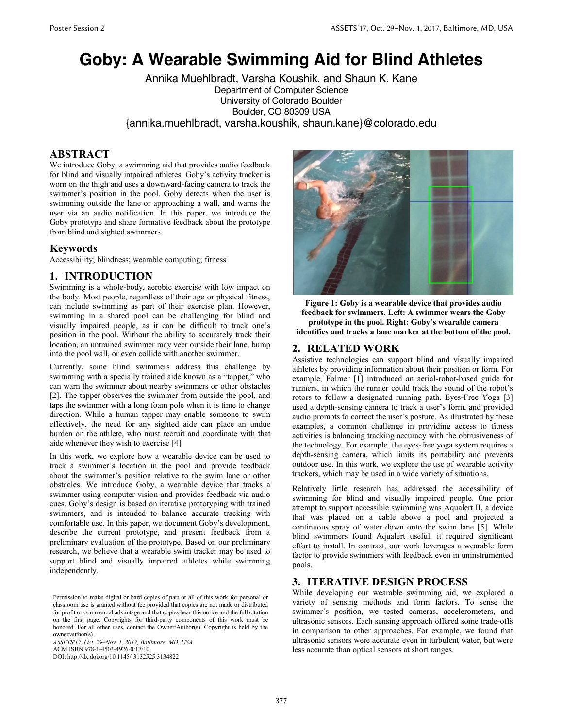# Goby: A Wearable Swimming Aid for Blind Athletes

Annika Muehlbradt, Varsha Koushik, and Shaun K. Kane
Department of Computer Science
University of Colorado Boulder
Boulder, CO 80309 USA
{annika.muehlbradt, varsha.koushik, shaun.kane}@colorado.edu

## ABSTRACT

We introduce Goby, a swimming aid that provides audio feedback for blind and visually impaired athletes. Goby's activity tracker is worn on the thigh and uses a downward-facing camera to track the swimmer's position in the pool. Goby detects when the user is swimming outside the lane or approaching a wall, and warns the user via an audio notification. In this paper, we introduce the Goby prototype and share formative feedback about the prototype from blind and sighted swimmers.

## Keywords

Accessibility; blindness; wearable computing; fitness

## 1. INTRODUCTION

Swimming is a whole-body, aerobic exercise with low impact on the body. Most people, regardless of their age or physical fitness, can include swimming as part of their exercise plan. However, swimming in a shared pool can be challenging for blind and visually impaired people, as it can be difficult to track one's position in the pool. Without the ability to accurately track their location, an untrained swimmer may veer outside their lane, bump into the pool wall, or even collide with another swimmer.

Currently, some blind swimmers address this challenge by swimming with a specially trained aide known as a "tapper," who can warn the swimmer about nearby swimmers or other obstacles [2]. The tapper observes the swimmer from outside the pool, and taps the swimmer with a long foam pole when it is time to change direction. While a human tapper may enable someone to swim effectively, the need for any sighted aide can place an undue burden on the athlete, who must recruit and coordinate with that aide whenever they wish to exercise [4].

In this work, we explore how a wearable device can be used to track a swimmer's location in the pool and provide feedback about the swimmer's position relative to the swim lane or other obstacles. We introduce Goby, a wearable device that tracks a swimmer using computer vision and provides feedback via audio cues. Goby's design is based on iterative prototyping with trained swimmers, and is intended to balance accurate tracking with comfortable use. In this paper, we document Goby's development, describe the current prototype, and present feedback from a preliminary evaluation of the prototype. Based on our preliminary research, we believe that a wearable swim tracker may be used to support blind and visually impaired athletes while swimming independently.

Permission to make digital or hard copies of part or all of this work for personal or classroom use is granted without fee provided that copies are not made or distributed for profit or commercial advantage and that copies bear this notice and the full citation on the first page. Copyrights for third-party components of this work must be honored. For all other uses, contact the Owner/Author(s). Copyright is held by the owner/author(s).
*ASSETS'17, Oct. 29–Nov. 1, 2017, Batlimore, MD, USA.*
ACM ISBN 978-1-4503-4926-0/17/10.
DOI: http://dx.doi.org/10.1145/ 3132525.3134822

**Figure 1: Goby is a wearable device that provides audio feedback for swimmers. Left: A swimmer wears the Goby prototype in the pool. Right: Goby's wearable camera identifies and tracks a lane marker at the bottom of the pool.**

## 2. RELATED WORK

Assistive technologies can support blind and visually impaired athletes by providing information about their position or form. For example, Folmer [1] introduced an aerial-robot-based guide for runners, in which the runner could track the sound of the robot's rotors to follow a designated running path. Eyes-Free Yoga [3] used a depth-sensing camera to track a user's form, and provided audio prompts to correct the user's posture. As illustrated by these examples, a common challenge in providing access to fitness activities is balancing tracking accuracy with the obtrusiveness of the technology. For example, the eyes-free yoga system requires a depth-sensing camera, which limits its portability and prevents outdoor use. In this work, we explore the use of wearable activity trackers, which may be used in a wide variety of situations.

Relatively little research has addressed the accessibility of swimming for blind and visually impaired people. One prior attempt to support accessible swimming was Aqualert II, a device that was placed on a cable above a pool and projected a continuous spray of water down onto the swim lane [5]. While blind swimmers found Aqualert useful, it required significant effort to install. In contrast, our work leverages a wearable form factor to provide swimmers with feedback even in uninstrumented pools.

## 3. ITERATIVE DESIGN PROCESS

While developing our wearable swimming aid, we explored a variety of sensing methods and form factors. To sense the swimmer's position, we tested cameras, accelerometers, and ultrasonic sensors. Each sensing approach offered some trade-offs in comparison to other approaches. For example, we found that ultrasonic sensors were accurate even in turbulent water, but were less accurate than optical sensors at short ranges.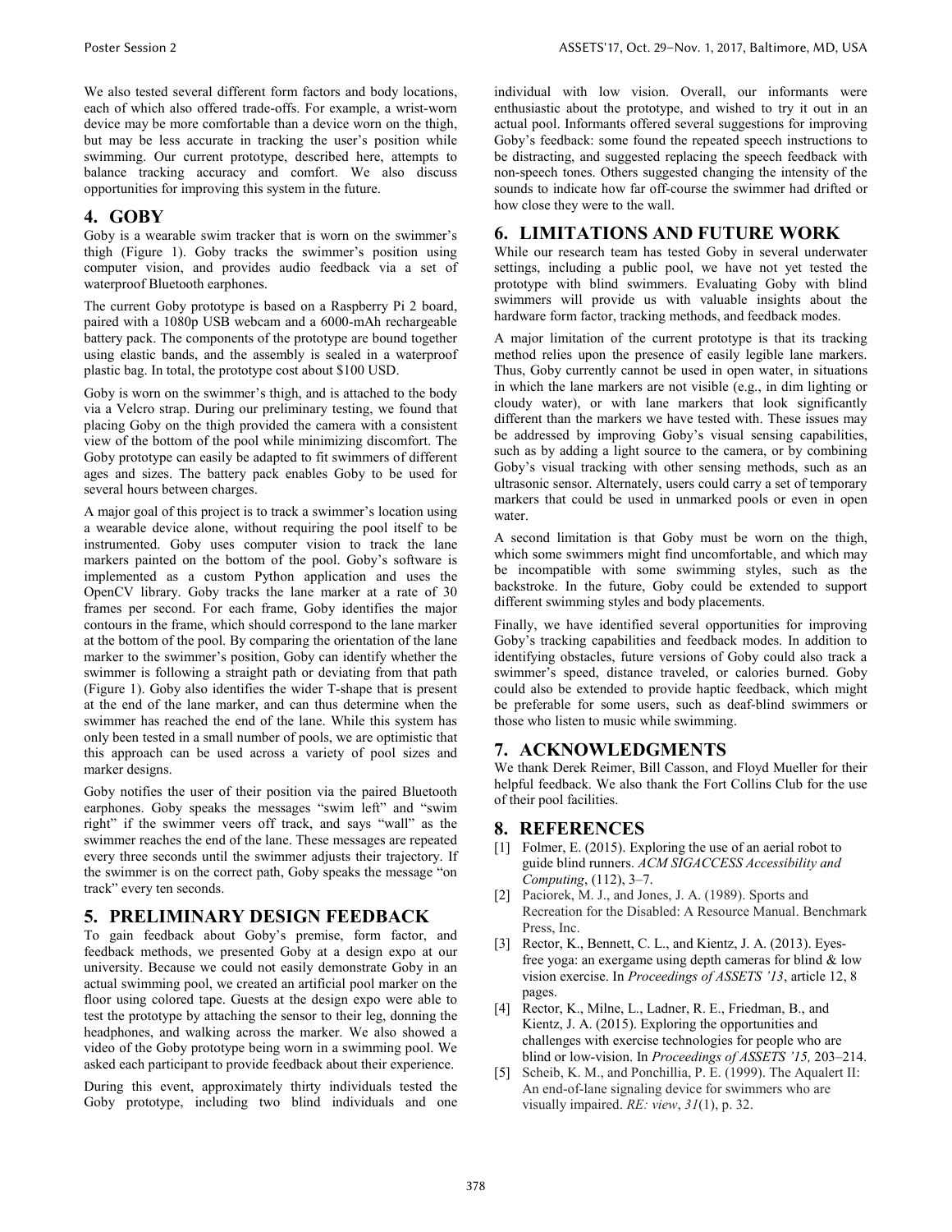We also tested several different form factors and body locations, each of which also offered trade-offs. For example, a wrist-worn device may be more comfortable than a device worn on the thigh, but may be less accurate in tracking the user's position while swimming. Our current prototype, described here, attempts to balance tracking accuracy and comfort. We also discuss opportunities for improving this system in the future.

## 4. GOBY

Goby is a wearable swim tracker that is worn on the swimmer's thigh (Figure 1). Goby tracks the swimmer's position using computer vision, and provides audio feedback via a set of waterproof Bluetooth earphones.

The current Goby prototype is based on a Raspberry Pi 2 board, paired with a 1080p USB webcam and a 6000-mAh rechargeable battery pack. The components of the prototype are bound together using elastic bands, and the assembly is sealed in a waterproof plastic bag. In total, the prototype cost about $100 USD.

Goby is worn on the swimmer's thigh, and is attached to the body via a Velcro strap. During our preliminary testing, we found that placing Goby on the thigh provided the camera with a consistent view of the bottom of the pool while minimizing discomfort. The Goby prototype can easily be adapted to fit swimmers of different ages and sizes. The battery pack enables Goby to be used for several hours between charges.

A major goal of this project is to track a swimmer's location using a wearable device alone, without requiring the pool itself to be instrumented. Goby uses computer vision to track the lane markers painted on the bottom of the pool. Goby's software is implemented as a custom Python application and uses the OpenCV library. Goby tracks the lane marker at a rate of 30 frames per second. For each frame, Goby identifies the major contours in the frame, which should correspond to the lane marker at the bottom of the pool. By comparing the orientation of the lane marker to the swimmer's position, Goby can identify whether the swimmer is following a straight path or deviating from that path (Figure 1). Goby also identifies the wider T-shape that is present at the end of the lane marker, and can thus determine when the swimmer has reached the end of the lane. While this system has only been tested in a small number of pools, we are optimistic that this approach can be used across a variety of pool sizes and marker designs.

Goby notifies the user of their position via the paired Bluetooth earphones. Goby speaks the messages "swim left" and "swim right" if the swimmer veers off track, and says "wall" as the swimmer reaches the end of the lane. These messages are repeated every three seconds until the swimmer adjusts their trajectory. If the swimmer is on the correct path, Goby speaks the message "on track" every ten seconds.

## 5. PRELIMINARY DESIGN FEEDBACK

To gain feedback about Goby's premise, form factor, and feedback methods, we presented Goby at a design expo at our university. Because we could not easily demonstrate Goby in an actual swimming pool, we created an artificial pool marker on the floor using colored tape. Guests at the design expo were able to test the prototype by attaching the sensor to their leg, donning the headphones, and walking across the marker. We also showed a video of the Goby prototype being worn in a swimming pool. We asked each participant to provide feedback about their experience.

During this event, approximately thirty individuals tested the Goby prototype, including two blind individuals and one individual with low vision. Overall, our informants were enthusiastic about the prototype, and wished to try it out in an actual pool. Informants offered several suggestions for improving Goby's feedback: some found the repeated speech instructions to be distracting, and suggested replacing the speech feedback with non-speech tones. Others suggested changing the intensity of the sounds to indicate how far off-course the swimmer had drifted or how close they were to the wall.

## 6. LIMITATIONS AND FUTURE WORK

While our research team has tested Goby in several underwater settings, including a public pool, we have not yet tested the prototype with blind swimmers. Evaluating Goby with blind swimmers will provide us with valuable insights about the hardware form factor, tracking methods, and feedback modes.

A major limitation of the current prototype is that its tracking method relies upon the presence of easily legible lane markers. Thus, Goby currently cannot be used in open water, in situations in which the lane markers are not visible (e.g., in dim lighting or cloudy water), or with lane markers that look significantly different than the markers we have tested with. These issues may be addressed by improving Goby's visual sensing capabilities, such as by adding a light source to the camera, or by combining Goby's visual tracking with other sensing methods, such as an ultrasonic sensor. Alternately, users could carry a set of temporary markers that could be used in unmarked pools or even in open water.

A second limitation is that Goby must be worn on the thigh, which some swimmers might find uncomfortable, and which may be incompatible with some swimming styles, such as the backstroke. In the future, Goby could be extended to support different swimming styles and body placements.

Finally, we have identified several opportunities for improving Goby's tracking capabilities and feedback modes. In addition to identifying obstacles, future versions of Goby could also track a swimmer's speed, distance traveled, or calories burned. Goby could also be extended to provide haptic feedback, which might be preferable for some users, such as deaf-blind swimmers or those who listen to music while swimming.

## 7. ACKNOWLEDGMENTS

We thank Derek Reimer, Bill Casson, and Floyd Mueller for their helpful feedback. We also thank the Fort Collins Club for the use of their pool facilities.

## 8. REFERENCES

[1] Folmer, E. (2015). Exploring the use of an aerial robot to guide blind runners. *ACM SIGACCESS Accessibility and Computing*, (112), 3–7.

[2] Paciorek, M. J., and Jones, J. A. (1989). Sports and Recreation for the Disabled: A Resource Manual. Benchmark Press, Inc.

[3] Rector, K., Bennett, C. L., and Kientz, J. A. (2013). Eyes-free yoga: an exergame using depth cameras for blind & low vision exercise. In *Proceedings of ASSETS '13*, article 12, 8 pages.

[4] Rector, K., Milne, L., Ladner, R. E., Friedman, B., and Kientz, J. A. (2015). Exploring the opportunities and challenges with exercise technologies for people who are blind or low-vision. In *Proceedings of ASSETS '15,* 203–214.

[5] Scheib, K. M., and Ponchillia, P. E. (1999). The Aqualert II: An end-of-lane signaling device for swimmers who are visually impaired. *RE: view*, *31*(1), p. 32.